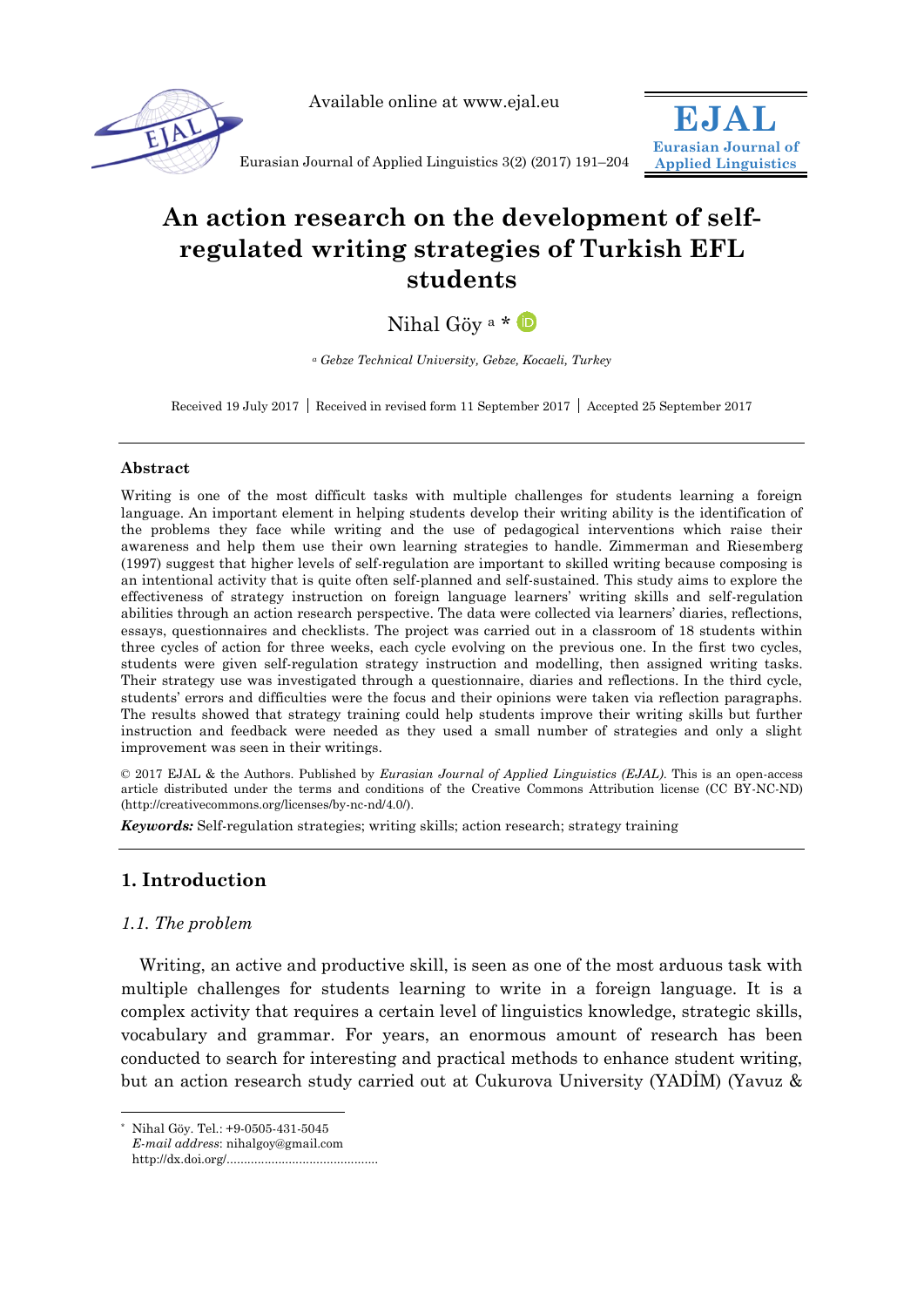# An action research on the development of self-regulated writing strategies of Turkish EFL students

Nihal Göy [a] *

[a] *Gebze Technical University, Gebze, Kocaeli, Turkey*

Received 19 July 2017 | Received in revised form 11 September 2017 | Accepted 25 September 2017

## Abstract

Writing is one of the most difficult tasks with multiple challenges for students learning a foreign language. An important element in helping students develop their writing ability is the identification of the problems they face while writing and the use of pedagogical interventions which raise their awareness and help them use their own learning strategies to handle. Zimmerman and Riesemberg (1997) suggest that higher levels of self-regulation are important to skilled writing because composing is an intentional activity that is quite often self-planned and self-sustained. This study aims to explore the effectiveness of strategy instruction on foreign language learners' writing skills and self-regulation abilities through an action research perspective. The data were collected via learners' diaries, reflections, essays, questionnaires and checklists. The project was carried out in a classroom of 18 students within three cycles of action for three weeks, each cycle evolving on the previous one. In the first two cycles, students were given self-regulation strategy instruction and modelling, then assigned writing tasks. Their strategy use was investigated through a questionnaire, diaries and reflections. In the third cycle, students' errors and difficulties were the focus and their opinions were taken via reflection paragraphs. The results showed that strategy training could help students improve their writing skills but further instruction and feedback were needed as they used a small number of strategies and only a slight improvement was seen in their writings.

© 2017 EJAL & the Authors. Published by *Eurasian Journal of Applied Linguistics (EJAL)*. This is an open-access article distributed under the terms and conditions of the Creative Commons Attribution license (CC BY-NC-ND) (http://creativecommons.org/licenses/by-nc-nd/4.0/).

***Keywords:*** Self-regulation strategies; writing skills; action research; strategy training

## 1. Introduction

### *1.1. The problem*

Writing, an active and productive skill, is seen as one of the most arduous task with multiple challenges for students learning to write in a foreign language. It is a complex activity that requires a certain level of linguistics knowledge, strategic skills, vocabulary and grammar. For years, an enormous amount of research has been conducted to search for interesting and practical methods to enhance student writing, but an action research study carried out at Cukurova University (YADİM) (Yavuz &

---

\* Nihal Göy. Tel.: +9-0505-431-5045
*E-mail address*: nihalgoy@gmail.com
http://dx.doi.org/...........................................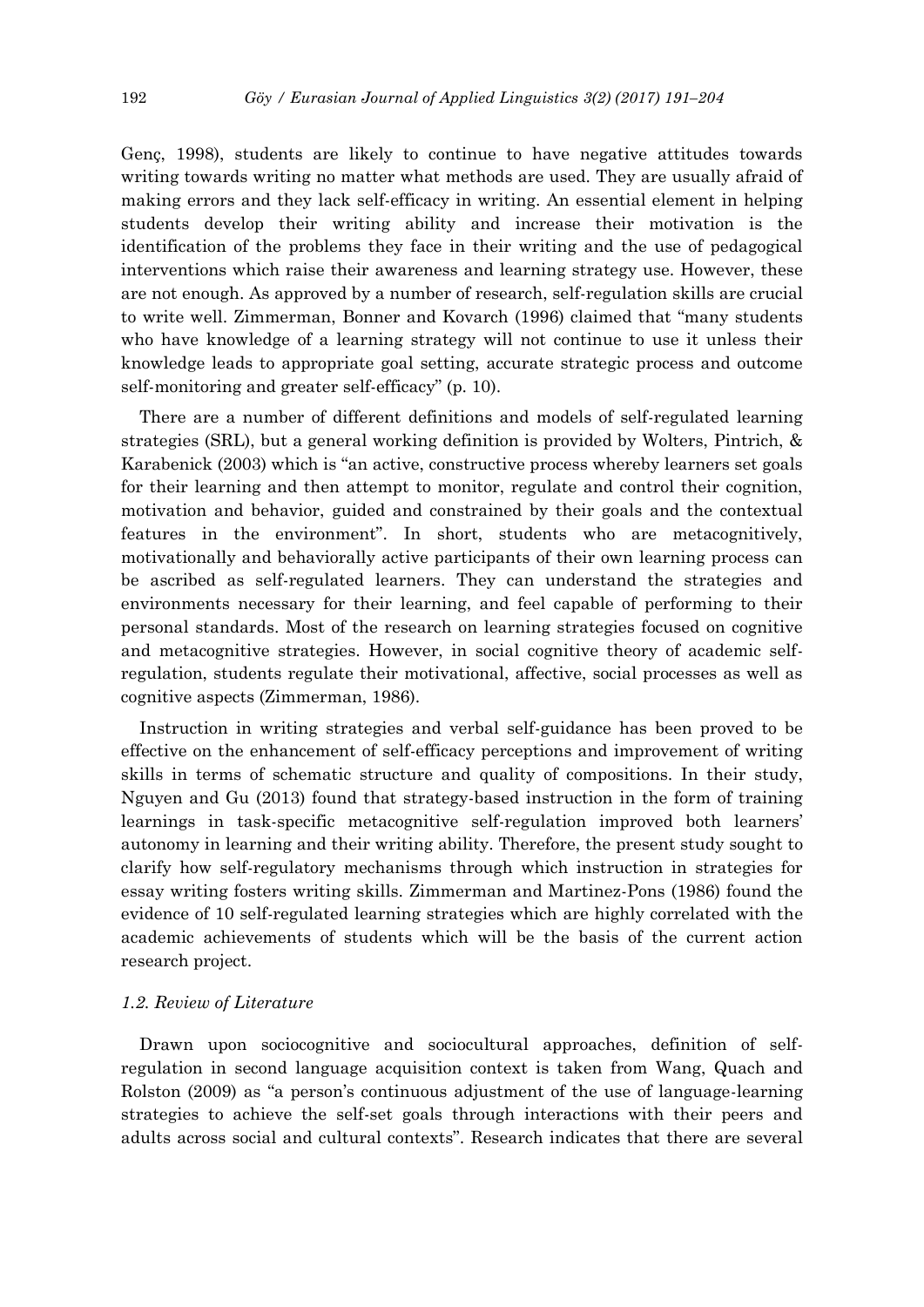Genç, 1998), students are likely to continue to have negative attitudes towards writing towards writing no matter what methods are used. They are usually afraid of making errors and they lack self-efficacy in writing. An essential element in helping students develop their writing ability and increase their motivation is the identification of the problems they face in their writing and the use of pedagogical interventions which raise their awareness and learning strategy use. However, these are not enough. As approved by a number of research, self-regulation skills are crucial to write well. Zimmerman, Bonner and Kovarch (1996) claimed that "many students who have knowledge of a learning strategy will not continue to use it unless their knowledge leads to appropriate goal setting, accurate strategic process and outcome self-monitoring and greater self-efficacy" (p. 10).

There are a number of different definitions and models of self-regulated learning strategies (SRL), but a general working definition is provided by Wolters, Pintrich, & Karabenick (2003) which is "an active, constructive process whereby learners set goals for their learning and then attempt to monitor, regulate and control their cognition, motivation and behavior, guided and constrained by their goals and the contextual features in the environment". In short, students who are metacognitively, motivationally and behaviorally active participants of their own learning process can be ascribed as self-regulated learners. They can understand the strategies and environments necessary for their learning, and feel capable of performing to their personal standards. Most of the research on learning strategies focused on cognitive and metacognitive strategies. However, in social cognitive theory of academic self-regulation, students regulate their motivational, affective, social processes as well as cognitive aspects (Zimmerman, 1986).

Instruction in writing strategies and verbal self-guidance has been proved to be effective on the enhancement of self-efficacy perceptions and improvement of writing skills in terms of schematic structure and quality of compositions. In their study, Nguyen and Gu (2013) found that strategy-based instruction in the form of training learnings in task-specific metacognitive self-regulation improved both learners' autonomy in learning and their writing ability. Therefore, the present study sought to clarify how self-regulatory mechanisms through which instruction in strategies for essay writing fosters writing skills. Zimmerman and Martinez-Pons (1986) found the evidence of 10 self-regulated learning strategies which are highly correlated with the academic achievements of students which will be the basis of the current action research project.

### *1.2. Review of Literature*

Drawn upon sociocognitive and sociocultural approaches, definition of self-regulation in second language acquisition context is taken from Wang, Quach and Rolston (2009) as "a person's continuous adjustment of the use of language-learning strategies to achieve the self-set goals through interactions with their peers and adults across social and cultural contexts". Research indicates that there are several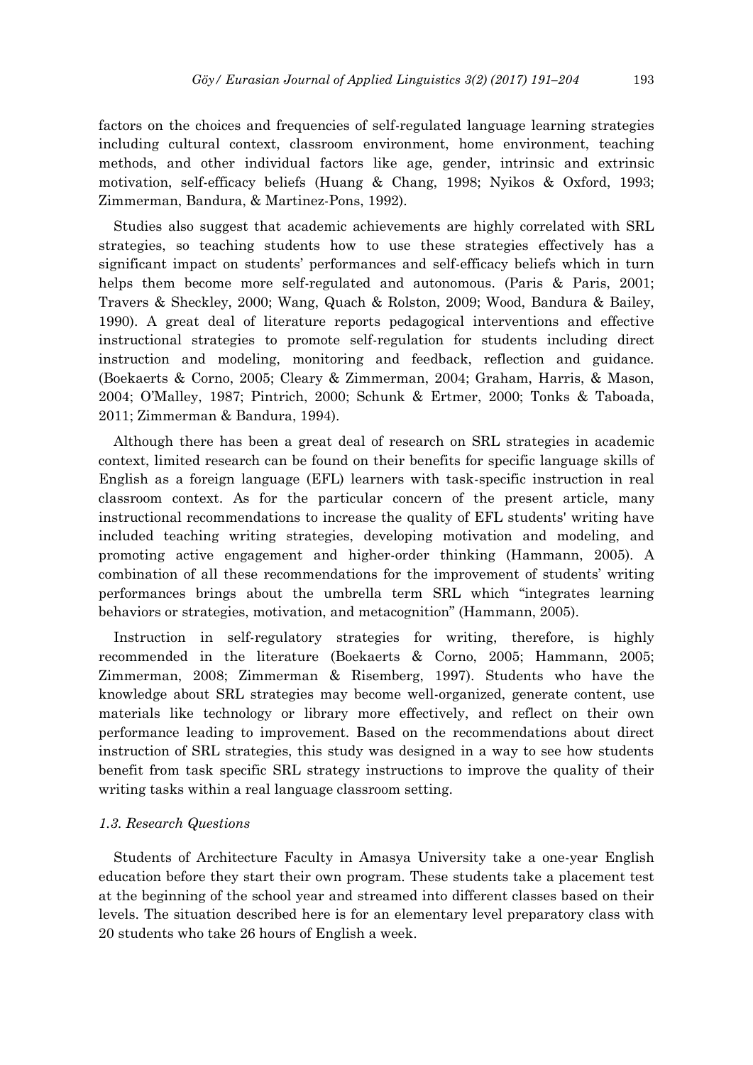factors on the choices and frequencies of self-regulated language learning strategies including cultural context, classroom environment, home environment, teaching methods, and other individual factors like age, gender, intrinsic and extrinsic motivation, self-efficacy beliefs (Huang & Chang, 1998; Nyikos & Oxford, 1993; Zimmerman, Bandura, & Martinez-Pons, 1992).

Studies also suggest that academic achievements are highly correlated with SRL strategies, so teaching students how to use these strategies effectively has a significant impact on students' performances and self-efficacy beliefs which in turn helps them become more self-regulated and autonomous. (Paris & Paris, 2001; Travers & Sheckley, 2000; Wang, Quach & Rolston, 2009; Wood, Bandura & Bailey, 1990). A great deal of literature reports pedagogical interventions and effective instructional strategies to promote self-regulation for students including direct instruction and modeling, monitoring and feedback, reflection and guidance. (Boekaerts & Corno, 2005; Cleary & Zimmerman, 2004; Graham, Harris, & Mason, 2004; O'Malley, 1987; Pintrich, 2000; Schunk & Ertmer, 2000; Tonks & Taboada, 2011; Zimmerman & Bandura, 1994).

Although there has been a great deal of research on SRL strategies in academic context, limited research can be found on their benefits for specific language skills of English as a foreign language (EFL) learners with task-specific instruction in real classroom context. As for the particular concern of the present article, many instructional recommendations to increase the quality of EFL students' writing have included teaching writing strategies, developing motivation and modeling, and promoting active engagement and higher-order thinking (Hammann, 2005). A combination of all these recommendations for the improvement of students' writing performances brings about the umbrella term SRL which "integrates learning behaviors or strategies, motivation, and metacognition" (Hammann, 2005).

Instruction in self-regulatory strategies for writing, therefore, is highly recommended in the literature (Boekaerts & Corno, 2005; Hammann, 2005; Zimmerman, 2008; Zimmerman & Risemberg, 1997). Students who have the knowledge about SRL strategies may become well-organized, generate content, use materials like technology or library more effectively, and reflect on their own performance leading to improvement. Based on the recommendations about direct instruction of SRL strategies, this study was designed in a way to see how students benefit from task specific SRL strategy instructions to improve the quality of their writing tasks within a real language classroom setting.

### *1.3. Research Questions*

Students of Architecture Faculty in Amasya University take a one-year English education before they start their own program. These students take a placement test at the beginning of the school year and streamed into different classes based on their levels. The situation described here is for an elementary level preparatory class with 20 students who take 26 hours of English a week.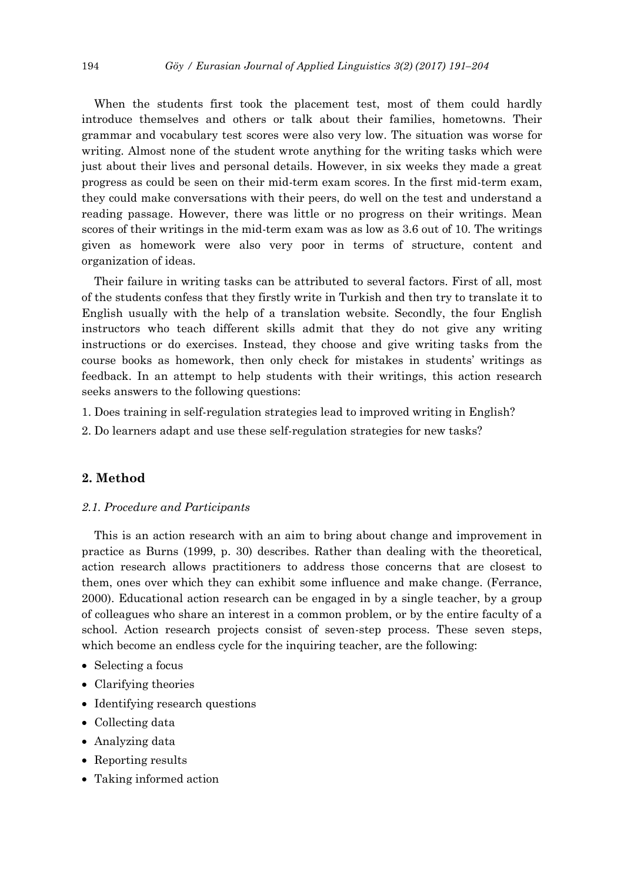When the students first took the placement test, most of them could hardly introduce themselves and others or talk about their families, hometowns. Their grammar and vocabulary test scores were also very low. The situation was worse for writing. Almost none of the student wrote anything for the writing tasks which were just about their lives and personal details. However, in six weeks they made a great progress as could be seen on their mid-term exam scores. In the first mid-term exam, they could make conversations with their peers, do well on the test and understand a reading passage. However, there was little or no progress on their writings. Mean scores of their writings in the mid-term exam was as low as 3.6 out of 10. The writings given as homework were also very poor in terms of structure, content and organization of ideas.

Their failure in writing tasks can be attributed to several factors. First of all, most of the students confess that they firstly write in Turkish and then try to translate it to English usually with the help of a translation website. Secondly, the four English instructors who teach different skills admit that they do not give any writing instructions or do exercises. Instead, they choose and give writing tasks from the course books as homework, then only check for mistakes in students' writings as feedback. In an attempt to help students with their writings, this action research seeks answers to the following questions:

1. Does training in self-regulation strategies lead to improved writing in English?
2. Do learners adapt and use these self-regulation strategies for new tasks?

## 2. Method

### *2.1. Procedure and Participants*

This is an action research with an aim to bring about change and improvement in practice as Burns (1999, p. 30) describes. Rather than dealing with the theoretical, action research allows practitioners to address those concerns that are closest to them, ones over which they can exhibit some influence and make change. (Ferrance, 2000). Educational action research can be engaged in by a single teacher, by a group of colleagues who share an interest in a common problem, or by the entire faculty of a school. Action research projects consist of seven-step process. These seven steps, which become an endless cycle for the inquiring teacher, are the following:

- Selecting a focus
- Clarifying theories
- Identifying research questions
- Collecting data
- Analyzing data
- Reporting results
- Taking informed action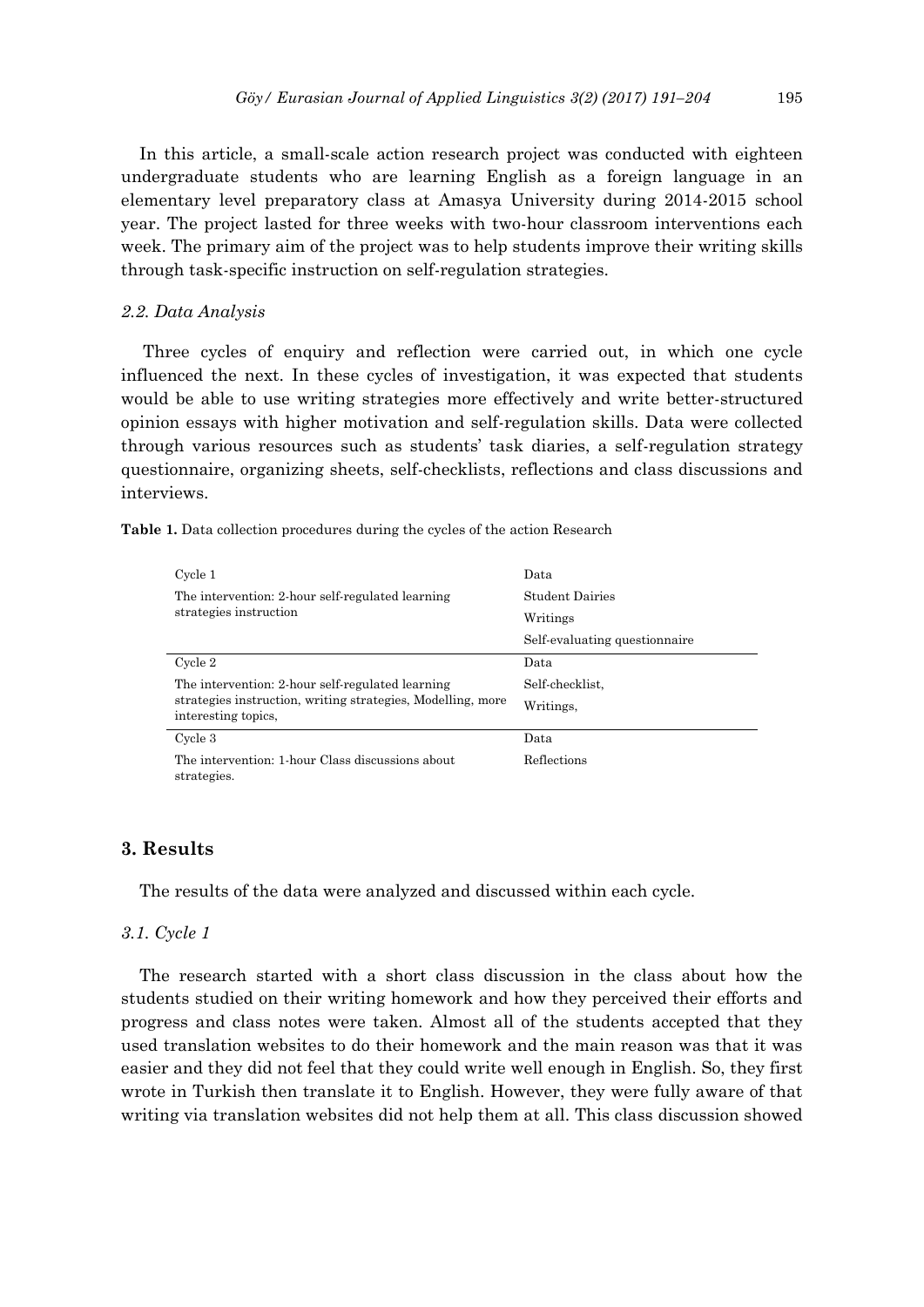In this article, a small-scale action research project was conducted with eighteen undergraduate students who are learning English as a foreign language in an elementary level preparatory class at Amasya University during 2014-2015 school year. The project lasted for three weeks with two-hour classroom interventions each week. The primary aim of the project was to help students improve their writing skills through task-specific instruction on self-regulation strategies.

### *2.2. Data Analysis*

Three cycles of enquiry and reflection were carried out, in which one cycle influenced the next. In these cycles of investigation, it was expected that students would be able to use writing strategies more effectively and write better-structured opinion essays with higher motivation and self-regulation skills. Data were collected through various resources such as students' task diaries, a self-regulation strategy questionnaire, organizing sheets, self-checklists, reflections and class discussions and interviews.

**Table 1.** Data collection procedures during the cycles of the action Research

| Cycle 1 | Data |
|---|---|
| The intervention: 2-hour self-regulated learning strategies instruction | Student Dairies<br>Writings<br>Self-evaluating questionnaire |
| Cycle 2 | Data |
| The intervention: 2-hour self-regulated learning strategies instruction, writing strategies, Modelling, more interesting topics, | Self-checklist,<br>Writings, |
| Cycle 3 | Data |
| The intervention: 1-hour Class discussions about strategies. | Reflections |

## 3. Results

The results of the data were analyzed and discussed within each cycle.

### *3.1. Cycle 1*

The research started with a short class discussion in the class about how the students studied on their writing homework and how they perceived their efforts and progress and class notes were taken. Almost all of the students accepted that they used translation websites to do their homework and the main reason was that it was easier and they did not feel that they could write well enough in English. So, they first wrote in Turkish then translate it to English. However, they were fully aware of that writing via translation websites did not help them at all. This class discussion showed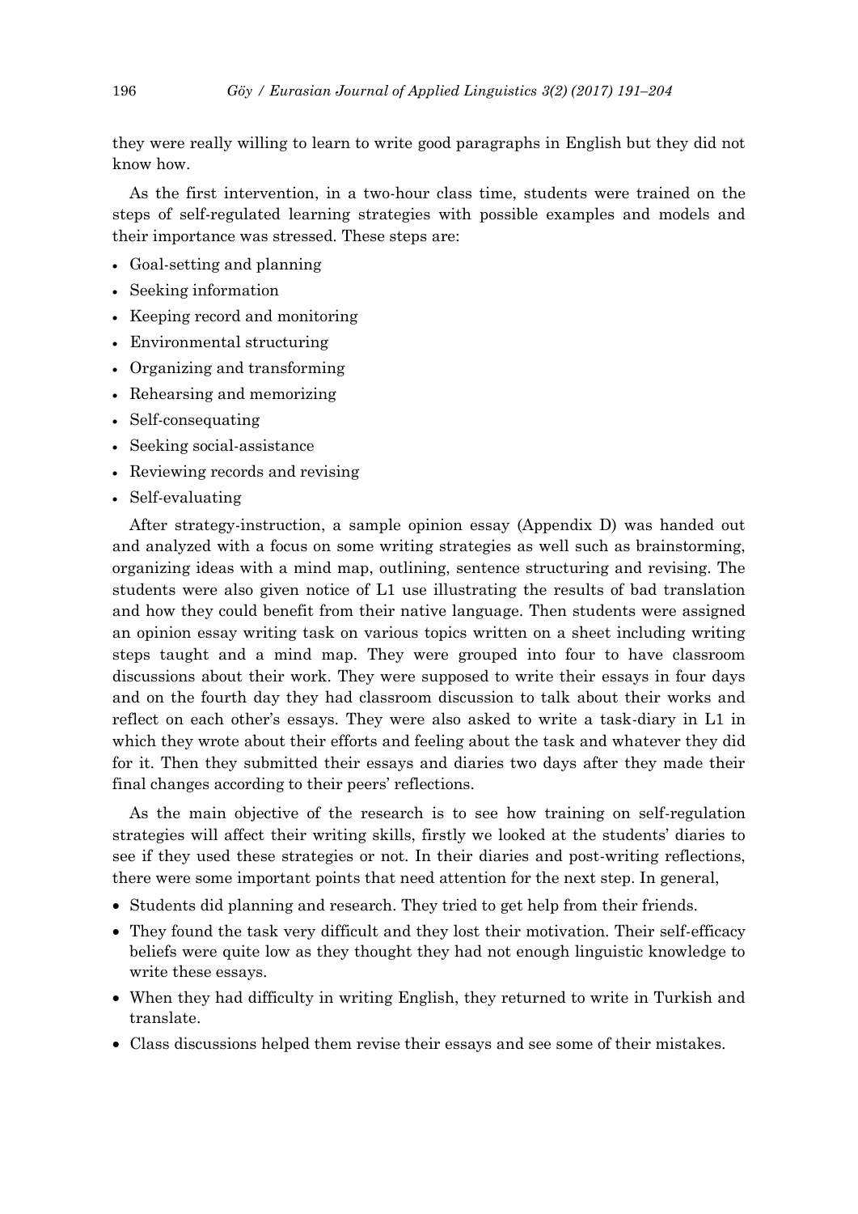they were really willing to learn to write good paragraphs in English but they did not know how.

As the first intervention, in a two-hour class time, students were trained on the steps of self-regulated learning strategies with possible examples and models and their importance was stressed. These steps are:

- Goal-setting and planning
- Seeking information
- Keeping record and monitoring
- Environmental structuring
- Organizing and transforming
- Rehearsing and memorizing
- Self-consequating
- Seeking social-assistance
- Reviewing records and revising
- Self-evaluating

After strategy-instruction, a sample opinion essay (Appendix D) was handed out and analyzed with a focus on some writing strategies as well such as brainstorming, organizing ideas with a mind map, outlining, sentence structuring and revising. The students were also given notice of L1 use illustrating the results of bad translation and how they could benefit from their native language. Then students were assigned an opinion essay writing task on various topics written on a sheet including writing steps taught and a mind map. They were grouped into four to have classroom discussions about their work. They were supposed to write their essays in four days and on the fourth day they had classroom discussion to talk about their works and reflect on each other's essays. They were also asked to write a task-diary in L1 in which they wrote about their efforts and feeling about the task and whatever they did for it. Then they submitted their essays and diaries two days after they made their final changes according to their peers' reflections.

As the main objective of the research is to see how training on self-regulation strategies will affect their writing skills, firstly we looked at the students' diaries to see if they used these strategies or not. In their diaries and post-writing reflections, there were some important points that need attention for the next step. In general,

- Students did planning and research. They tried to get help from their friends.
- They found the task very difficult and they lost their motivation. Their self-efficacy beliefs were quite low as they thought they had not enough linguistic knowledge to write these essays.
- When they had difficulty in writing English, they returned to write in Turkish and translate.
- Class discussions helped them revise their essays and see some of their mistakes.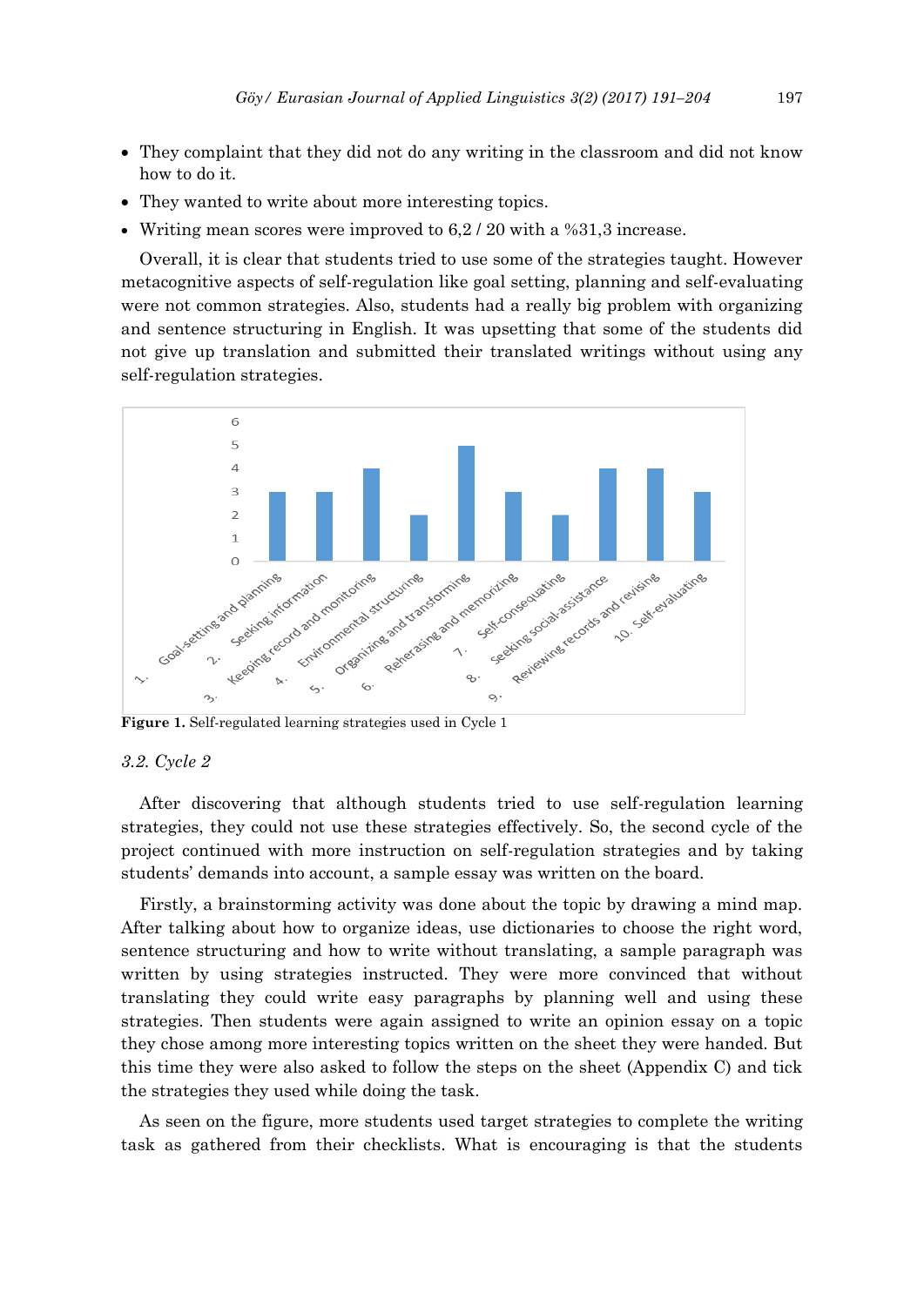- They complaint that they did not do any writing in the classroom and did not know how to do it.
- They wanted to write about more interesting topics.
- Writing mean scores were improved to 6,2 / 20 with a %31,3 increase.

Overall, it is clear that students tried to use some of the strategies taught. However metacognitive aspects of self-regulation like goal setting, planning and self-evaluating were not common strategies. Also, students had a really big problem with organizing and sentence structuring in English. It was upsetting that some of the students did not give up translation and submitted their translated writings without using any self-regulation strategies.

**Figure 1.** Self-regulated learning strategies used in Cycle 1

*3.2. Cycle 2*

After discovering that although students tried to use self-regulation learning strategies, they could not use these strategies effectively. So, the second cycle of the project continued with more instruction on self-regulation strategies and by taking students' demands into account, a sample essay was written on the board.

Firstly, a brainstorming activity was done about the topic by drawing a mind map. After talking about how to organize ideas, use dictionaries to choose the right word, sentence structuring and how to write without translating, a sample paragraph was written by using strategies instructed. They were more convinced that without translating they could write easy paragraphs by planning well and using these strategies. Then students were again assigned to write an opinion essay on a topic they chose among more interesting topics written on the sheet they were handed. But this time they were also asked to follow the steps on the sheet (Appendix C) and tick the strategies they used while doing the task.

As seen on the figure, more students used target strategies to complete the writing task as gathered from their checklists. What is encouraging is that the students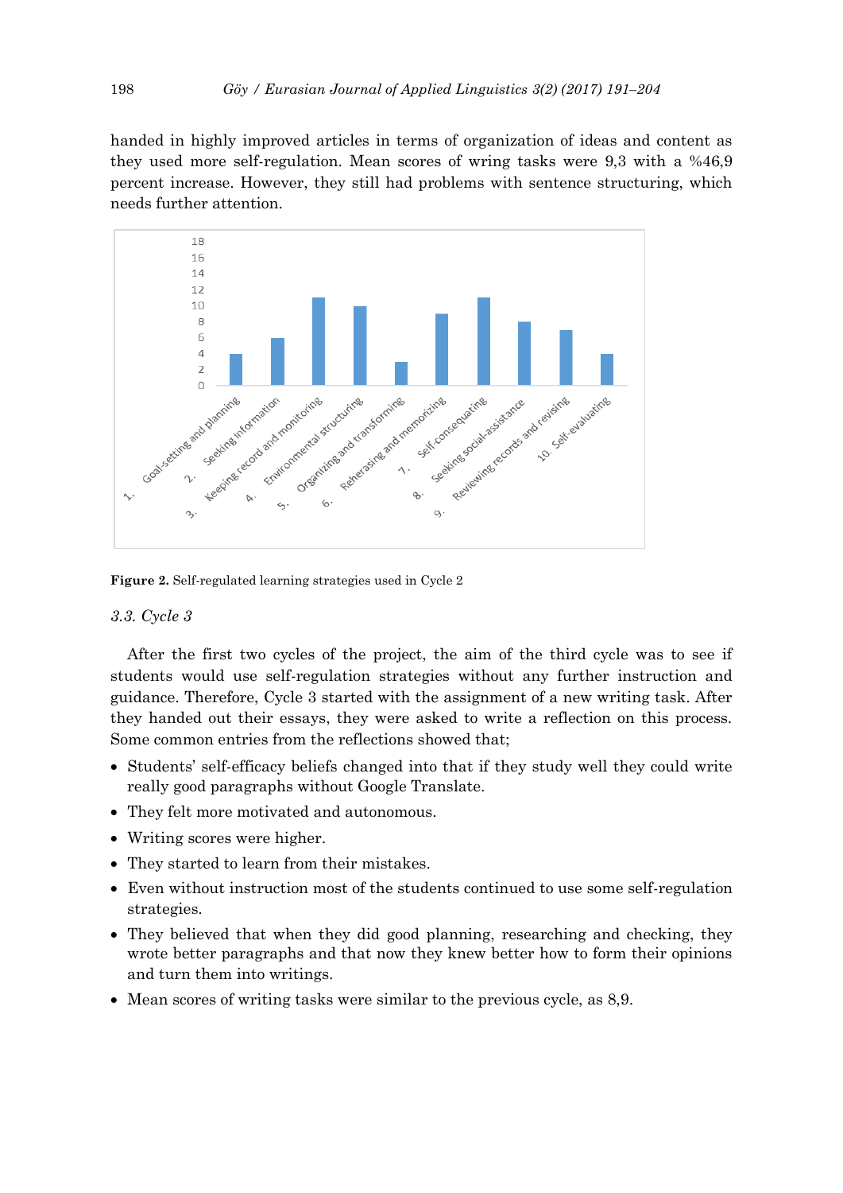handed in highly improved articles in terms of organization of ideas and content as they used more self-regulation. Mean scores of wring tasks were 9,3 with a %46,9 percent increase. However, they still had problems with sentence structuring, which needs further attention.

**Figure 2.** Self-regulated learning strategies used in Cycle 2

### *3.3. Cycle 3*

After the first two cycles of the project, the aim of the third cycle was to see if students would use self-regulation strategies without any further instruction and guidance. Therefore, Cycle 3 started with the assignment of a new writing task. After they handed out their essays, they were asked to write a reflection on this process. Some common entries from the reflections showed that;

- Students' self-efficacy beliefs changed into that if they study well they could write really good paragraphs without Google Translate.
- They felt more motivated and autonomous.
- Writing scores were higher.
- They started to learn from their mistakes.
- Even without instruction most of the students continued to use some self-regulation strategies.
- They believed that when they did good planning, researching and checking, they wrote better paragraphs and that now they knew better how to form their opinions and turn them into writings.
- Mean scores of writing tasks were similar to the previous cycle, as 8,9.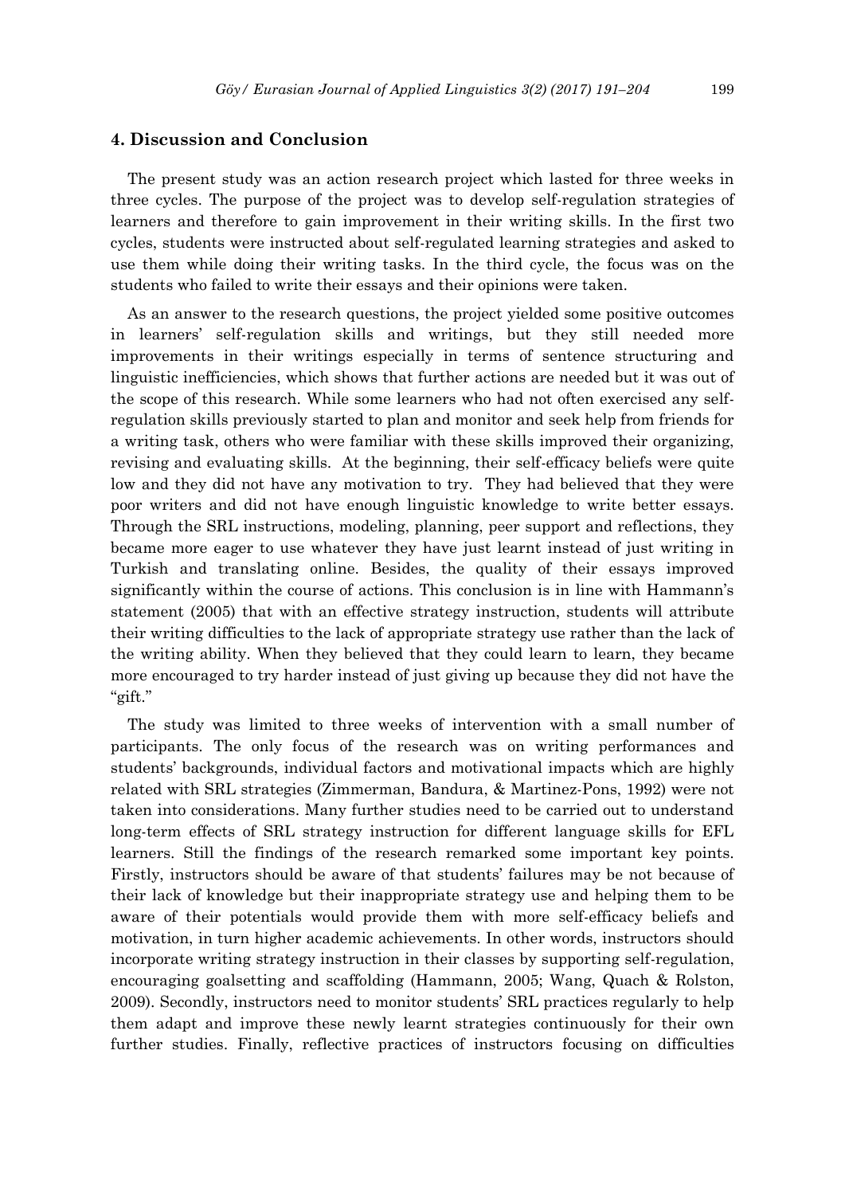## 4. Discussion and Conclusion

The present study was an action research project which lasted for three weeks in three cycles. The purpose of the project was to develop self-regulation strategies of learners and therefore to gain improvement in their writing skills. In the first two cycles, students were instructed about self-regulated learning strategies and asked to use them while doing their writing tasks. In the third cycle, the focus was on the students who failed to write their essays and their opinions were taken.

As an answer to the research questions, the project yielded some positive outcomes in learners' self-regulation skills and writings, but they still needed more improvements in their writings especially in terms of sentence structuring and linguistic inefficiencies, which shows that further actions are needed but it was out of the scope of this research. While some learners who had not often exercised any self-regulation skills previously started to plan and monitor and seek help from friends for a writing task, others who were familiar with these skills improved their organizing, revising and evaluating skills. At the beginning, their self-efficacy beliefs were quite low and they did not have any motivation to try. They had believed that they were poor writers and did not have enough linguistic knowledge to write better essays. Through the SRL instructions, modeling, planning, peer support and reflections, they became more eager to use whatever they have just learnt instead of just writing in Turkish and translating online. Besides, the quality of their essays improved significantly within the course of actions. This conclusion is in line with Hammann's statement (2005) that with an effective strategy instruction, students will attribute their writing difficulties to the lack of appropriate strategy use rather than the lack of the writing ability. When they believed that they could learn to learn, they became more encouraged to try harder instead of just giving up because they did not have the "gift."

The study was limited to three weeks of intervention with a small number of participants. The only focus of the research was on writing performances and students' backgrounds, individual factors and motivational impacts which are highly related with SRL strategies (Zimmerman, Bandura, & Martinez-Pons, 1992) were not taken into considerations. Many further studies need to be carried out to understand long-term effects of SRL strategy instruction for different language skills for EFL learners. Still the findings of the research remarked some important key points. Firstly, instructors should be aware of that students' failures may be not because of their lack of knowledge but their inappropriate strategy use and helping them to be aware of their potentials would provide them with more self-efficacy beliefs and motivation, in turn higher academic achievements. In other words, instructors should incorporate writing strategy instruction in their classes by supporting self-regulation, encouraging goalsetting and scaffolding (Hammann, 2005; Wang, Quach & Rolston, 2009). Secondly, instructors need to monitor students' SRL practices regularly to help them adapt and improve these newly learnt strategies continuously for their own further studies. Finally, reflective practices of instructors focusing on difficulties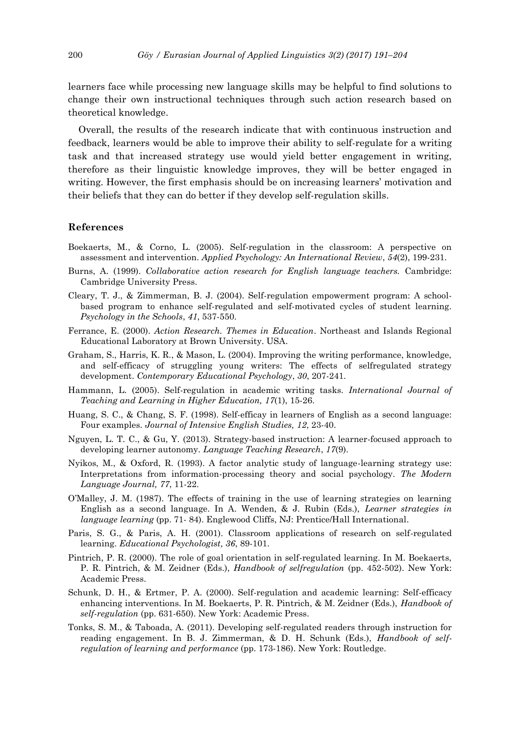learners face while processing new language skills may be helpful to find solutions to change their own instructional techniques through such action research based on theoretical knowledge.

Overall, the results of the research indicate that with continuous instruction and feedback, learners would be able to improve their ability to self-regulate for a writing task and that increased strategy use would yield better engagement in writing, therefore as their linguistic knowledge improves, they will be better engaged in writing. However, the first emphasis should be on increasing learners' motivation and their beliefs that they can do better if they develop self-regulation skills.

## References

Boekaerts, M., & Corno, L. (2005). Self-regulation in the classroom: A perspective on assessment and intervention. *Applied Psychology: An International Review*, *54*(2), 199-231.

Burns, A. (1999). *Collaborative action research for English language teachers.* Cambridge: Cambridge University Press.

Cleary, T. J., & Zimmerman, B. J. (2004). Self-regulation empowerment program: A school-based program to enhance self-regulated and self-motivated cycles of student learning. *Psychology in the Schools*, *41*, 537-550.

Ferrance, E. (2000). *Action Research. Themes in Education*. Northeast and Islands Regional Educational Laboratory at Brown University. USA.

Graham, S., Harris, K. R., & Mason, L. (2004). Improving the writing performance, knowledge, and self-efficacy of struggling young writers: The effects of selfregulated strategy development. *Contemporary Educational Psychology*, *30*, 207-241.

Hammann, L. (2005). Self-regulation in academic writing tasks. *International Journal of Teaching and Learning in Higher Education, 17*(1), 15-26.

Huang, S. C., & Chang, S. F. (1998). Self-efficay in learners of English as a second language: Four examples. *Journal of Intensive English Studies, 12*, 23-40.

Nguyen, L. T. C., & Gu, Y. (2013). Strategy-based instruction: A learner-focused approach to developing learner autonomy. *Language Teaching Research*, *17*(9).

Nyikos, M., & Oxford, R. (1993). A factor analytic study of language-learning strategy use: Interpretations from information-processing theory and social psychology. *The Modern Language Journal, 77*, 11-22.

O'Malley, J. M. (1987). The effects of training in the use of learning strategies on learning English as a second language. In A. Wenden, & J. Rubin (Eds.), *Learner strategies in language learning* (pp. 71- 84). Englewood Cliffs, NJ: Prentice/Hall International.

Paris, S. G., & Paris, A. H. (2001). Classroom applications of research on self-regulated learning. *Educational Psychologist, 36*, 89-101.

Pintrich, P. R. (2000). The role of goal orientation in self-regulated learning. In M. Boekaerts, P. R. Pintrich, & M. Zeidner (Eds.), *Handbook of selfregulation* (pp. 452-502). New York: Academic Press.

Schunk, D. H., & Ertmer, P. A. (2000). Self-regulation and academic learning: Self-efficacy enhancing interventions. In M. Boekaerts, P. R. Pintrich, & M. Zeidner (Eds.), *Handbook of self-regulation* (pp. 631-650). New York: Academic Press.

Tonks, S. M., & Taboada, A. (2011). Developing self-regulated readers through instruction for reading engagement. In B. J. Zimmerman, & D. H. Schunk (Eds.), *Handbook of self-regulation of learning and performance* (pp. 173-186). New York: Routledge.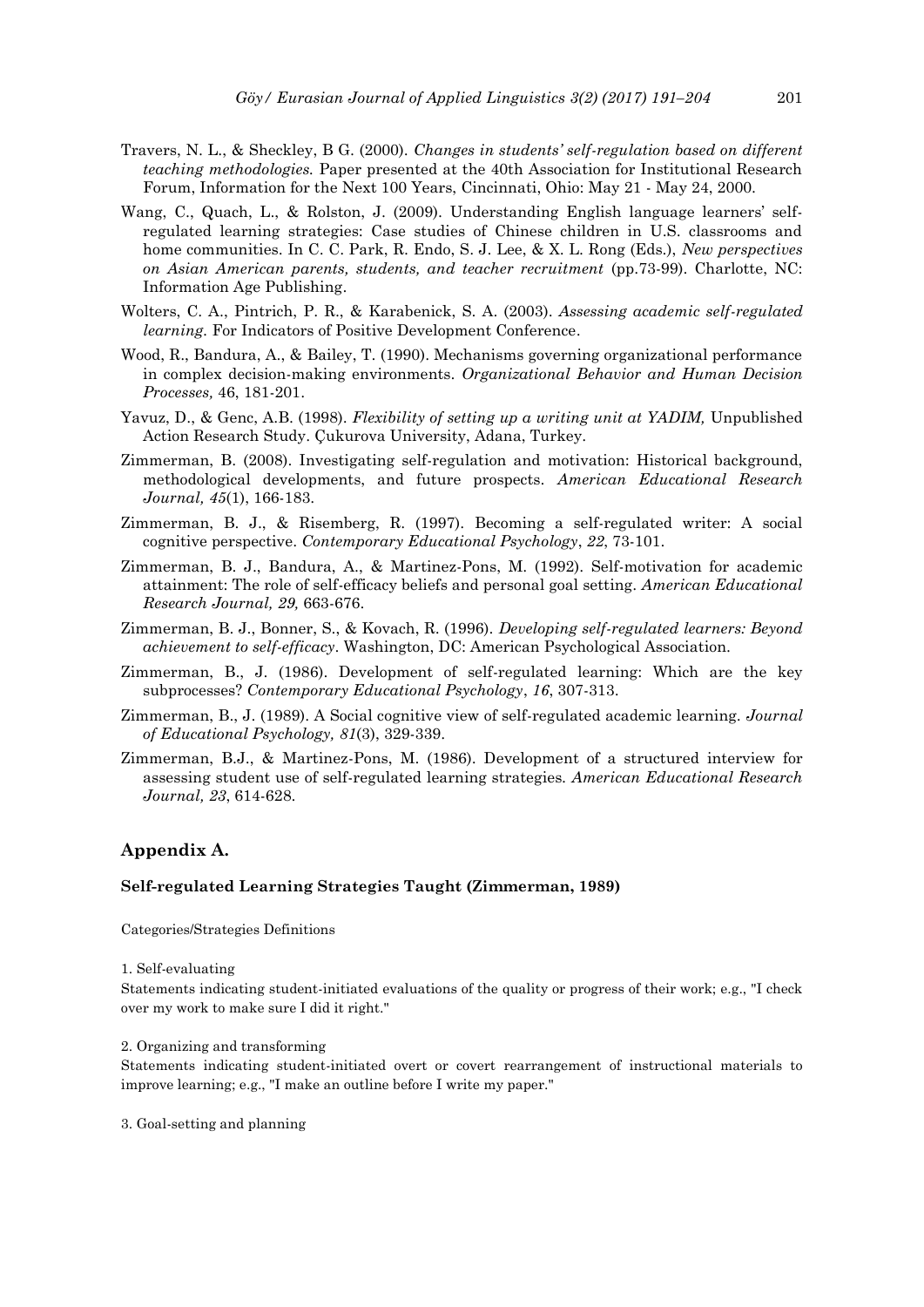Travers, N. L., & Sheckley, B G. (2000). *Changes in students' self-regulation based on different teaching methodologies.* Paper presented at the 40th Association for Institutional Research Forum, Information for the Next 100 Years, Cincinnati, Ohio: May 21 - May 24, 2000.

Wang, C., Quach, L., & Rolston, J. (2009). Understanding English language learners' self-regulated learning strategies: Case studies of Chinese children in U.S. classrooms and home communities. In C. C. Park, R. Endo, S. J. Lee, & X. L. Rong (Eds.), *New perspectives on Asian American parents, students, and teacher recruitment* (pp.73-99). Charlotte, NC: Information Age Publishing.

Wolters, C. A., Pintrich, P. R., & Karabenick, S. A. (2003). *Assessing academic self-regulated learning.* For Indicators of Positive Development Conference.

Wood, R., Bandura, A., & Bailey, T. (1990). Mechanisms governing organizational performance in complex decision-making environments. *Organizational Behavior and Human Decision Processes,* 46, 181-201.

Yavuz, D., & Genc, A.B. (1998). *Flexibility of setting up a writing unit at YADIM,* Unpublished Action Research Study. Çukurova University, Adana, Turkey.

Zimmerman, B. (2008). Investigating self-regulation and motivation: Historical background, methodological developments, and future prospects. *American Educational Research Journal, 45*(1), 166-183.

Zimmerman, B. J., & Risemberg, R. (1997). Becoming a self-regulated writer: A social cognitive perspective. *Contemporary Educational Psychology*, *22*, 73-101.

Zimmerman, B. J., Bandura, A., & Martinez-Pons, M. (1992). Self-motivation for academic attainment: The role of self-efficacy beliefs and personal goal setting. *American Educational Research Journal, 29,* 663-676.

Zimmerman, B. J., Bonner, S., & Kovach, R. (1996). *Developing self-regulated learners: Beyond achievement to self-efficacy*. Washington, DC: American Psychological Association.

Zimmerman, B., J. (1986). Development of self-regulated learning: Which are the key subprocesses? *Contemporary Educational Psychology*, *16*, 307-313.

Zimmerman, B., J. (1989). A Social cognitive view of self-regulated academic learning. *Journal of Educational Psychology, 81*(3), 329-339.

Zimmerman, B.J., & Martinez-Pons, M. (1986). Development of a structured interview for assessing student use of self-regulated learning strategies. *American Educational Research Journal, 23*, 614-628.

## Appendix A.

### Self-regulated Learning Strategies Taught (Zimmerman, 1989)

Categories/Strategies Definitions

1. Self-evaluating

Statements indicating student-initiated evaluations of the quality or progress of their work; e.g., "I check over my work to make sure I did it right."

2. Organizing and transforming

Statements indicating student-initiated overt or covert rearrangement of instructional materials to improve learning; e.g., "I make an outline before I write my paper."

3. Goal-setting and planning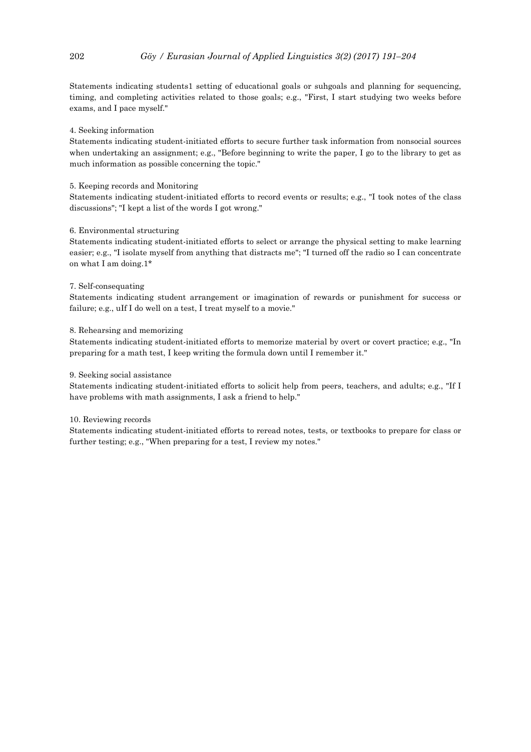Statements indicating students1 setting of educational goals or suhgoals and planning for sequencing, timing, and completing activities related to those goals; e.g., "First, I start studying two weeks before exams, and I pace myself."

4. Seeking information

Statements indicating student-initiated efforts to secure further task information from nonsocial sources when undertaking an assignment; e.g., "Before beginning to write the paper, I go to the library to get as much information as possible concerning the topic."

5. Keeping records and Monitoring

Statements indicating student-initiated efforts to record events or results; e.g., "I took notes of the class discussions"; "I kept a list of the words I got wrong."

6. Environmental structuring

Statements indicating student-initiated efforts to select or arrange the physical setting to make learning easier; e.g., "I isolate myself from anything that distracts me"; "I turned off the radio so I can concentrate on what I am doing.1*

7. Self-consequating

Statements indicating student arrangement or imagination of rewards or punishment for success or failure; e.g., uIf I do well on a test, I treat myself to a movie."

8. Rehearsing and memorizing

Statements indicating student-initiated efforts to memorize material by overt or covert practice; e.g., "In preparing for a math test, I keep writing the formula down until I remember it."

9. Seeking social assistance

Statements indicating student-initiated efforts to solicit help from peers, teachers, and adults; e.g., "If I have problems with math assignments, I ask a friend to help."

10. Reviewing records

Statements indicating student-initiated efforts to reread notes, tests, or textbooks to prepare for class or further testing; e.g., "When preparing for a test, I review my notes."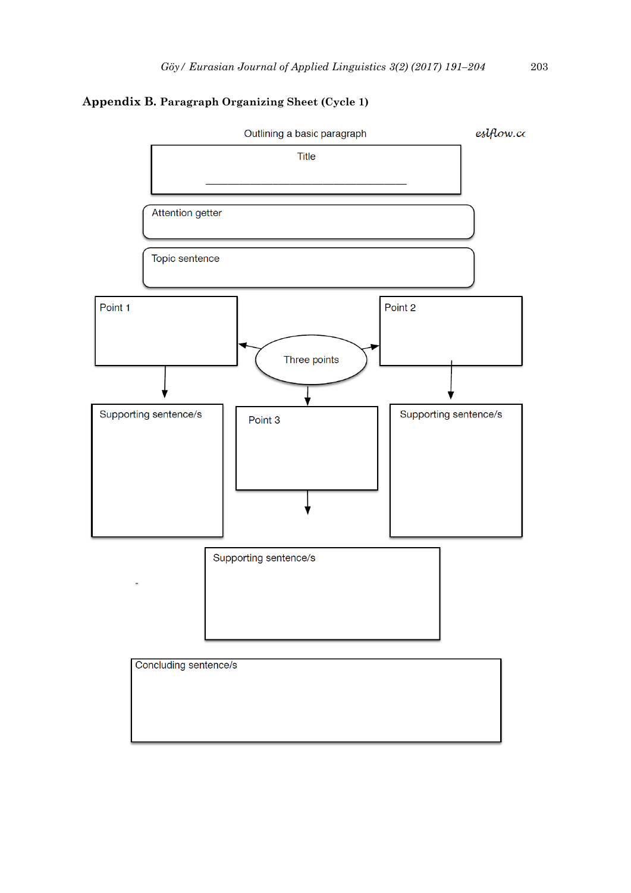**Appendix B.** **Paragraph Organizing Sheet (Cycle 1)**

Outlining a basic paragraph

eslflow.cc

Title

______________________________

Attention getter

Topic sentence

Point 1

Three points

Point 2

Supporting sentence/s

Point 3

Supporting sentence/s

Supporting sentence/s

Concluding sentence/s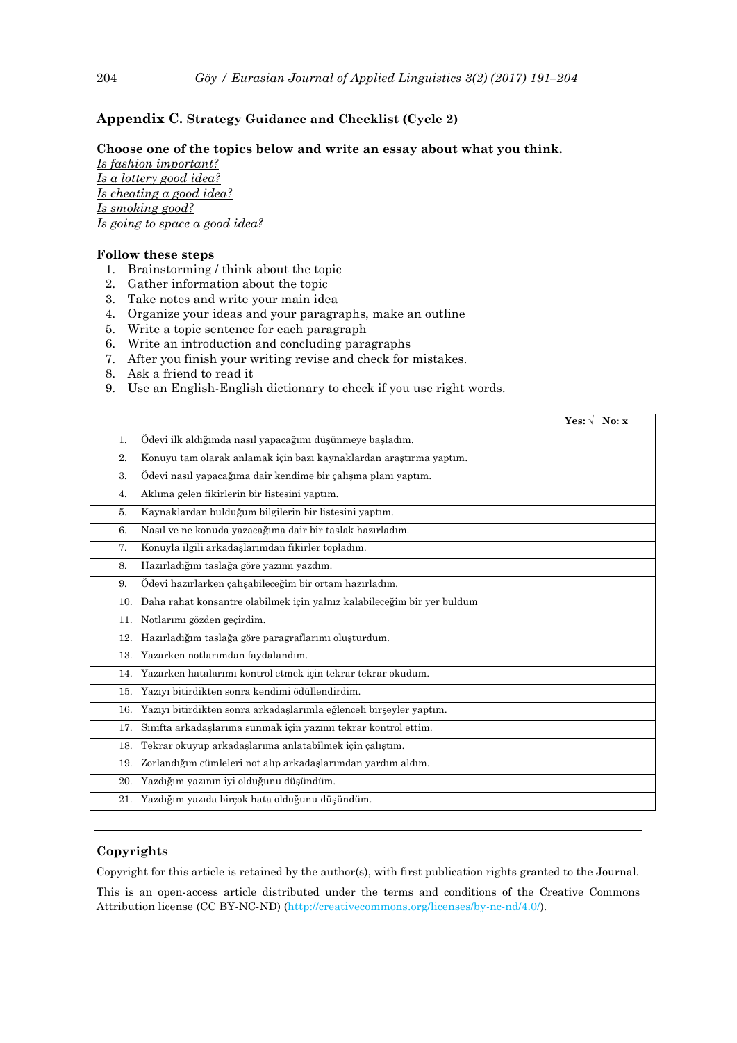## Appendix C. Strategy Guidance and Checklist (Cycle 2)

**Choose one of the topics below and write an essay about what you think.**

*Is fashion important?*
*Is a lottery good idea?*
*Is cheating a good idea?*
*Is smoking good?*
*Is going to space a good idea?*

**Follow these steps**

1. Brainstorming / think about the topic
2. Gather information about the topic
3. Take notes and write your main idea
4. Organize your ideas and your paragraphs, make an outline
5. Write a topic sentence for each paragraph
6. Write an introduction and concluding paragraphs
7. After you finish your writing revise and check for mistakes.
8. Ask a friend to read it
9. Use an English-English dictionary to check if you use right words.

| | | Yes: √ No: x |
|---|---|---|
| 1. | Ödevi ilk aldığımda nasıl yapacağımı düşünmeye başladım. | |
| 2. | Konuyu tam olarak anlamak için bazı kaynaklardan araştırma yaptım. | |
| 3. | Ödevi nasıl yapacağıma dair kendime bir çalışma planı yaptım. | |
| 4. | Aklıma gelen fikirlerin bir listesini yaptım. | |
| 5. | Kaynaklardan bulduğum bilgilerin bir listesini yaptım. | |
| 6. | Nasıl ve ne konuda yazacağıma dair bir taslak hazırladım. | |
| 7. | Konuyla ilgili arkadaşlarımdan fikirler topladım. | |
| 8. | Hazırladığım taslağa göre yazımı yazdım. | |
| 9. | Ödevi hazırlarken çalışabileceğim bir ortam hazırladım. | |
| 10. | Daha rahat konsantre olabilmek için yalnız kalabileceğim bir yer buldum | |
| 11. | Notlarımı gözden geçirdim. | |
| 12. | Hazırladığım taslağa göre paragraflarımı oluşturdum. | |
| 13. | Yazarken notlarımdan faydalandım. | |
| 14. | Yazarken hatalarımı kontrol etmek için tekrar tekrar okudum. | |
| 15. | Yazıyı bitirdikten sonra kendimi ödüllendirdim. | |
| 16. | Yazıyı bitirdikten sonra arkadaşlarımla eğlenceli birşeyler yaptım. | |
| 17. | Sınıfta arkadaşlarıma sunmak için yazımı tekrar kontrol ettim. | |
| 18. | Tekrar okuyup arkadaşlarıma anlatabilmek için çalıştım. | |
| 19. | Zorlandığım cümleleri not alıp arkadaşlarımdan yardım aldım. | |
| 20. | Yazdığım yazının iyi olduğunu düşündüm. | |
| 21. | Yazdığım yazıda birçok hata olduğunu düşündüm. | |

---

### Copyrights

Copyright for this article is retained by the author(s), with first publication rights granted to the Journal.

This is an open-access article distributed under the terms and conditions of the Creative Commons Attribution license (CC BY-NC-ND) (http://creativecommons.org/licenses/by-nc-nd/4.0/).